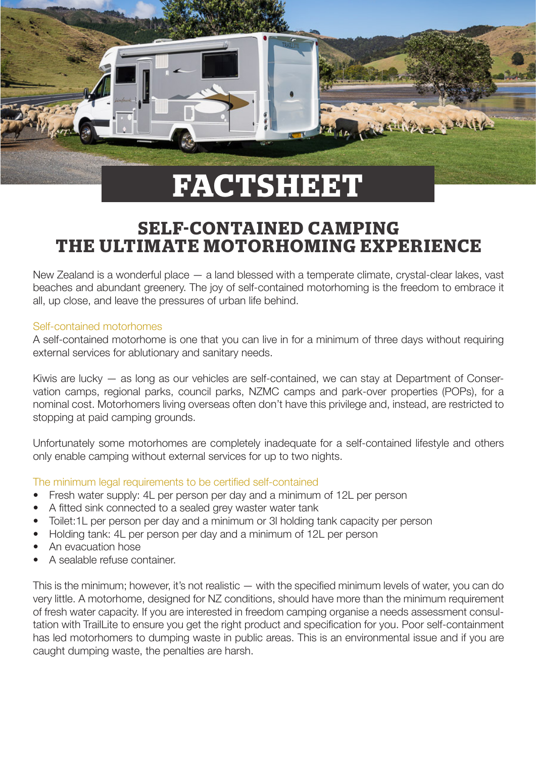# FACTSHEET

## SELF-CONTAINED CAMPING THE ULTIMATE MOTORHOMING EXPERIENCE

New Zealand is a wonderful place — a land blessed with a temperate climate, crystal-clear lakes, vast beaches and abundant greenery. The joy of self-contained motorhoming is the freedom to embrace it all, up close, and leave the pressures of urban life behind.

### Self-contained motorhomes

A self-contained motorhome is one that you can live in for a minimum of three days without requiring external services for ablutionary and sanitary needs.

Kiwis are lucky — as long as our vehicles are self-contained, we can stay at Department of Conservation camps, regional parks, council parks, NZMC camps and park-over properties (POPs), for a nominal cost. Motorhomers living overseas often don't have this privilege and, instead, are restricted to stopping at paid camping grounds.

Unfortunately some motorhomes are completely inadequate for a self-contained lifestyle and others only enable camping without external services for up to two nights.

### The minimum legal requirements to be certified self-contained

- Fresh water supply: 4L per person per day and a minimum of 12L per person
- A fitted sink connected to a sealed grey waster water tank
- Toilet:1L per person per day and a minimum or 3l holding tank capacity per person
- Holding tank: 4L per person per day and a minimum of 12L per person
- An evacuation hose
- A sealable refuse container.

This is the minimum; however, it's not realistic — with the specified minimum levels of water, you can do very little. A motorhome, designed for NZ conditions, should have more than the minimum requirement of fresh water capacity. If you are interested in freedom camping organise a needs assessment consultation with TrailLite to ensure you get the right product and specification for you. Poor self-containment has led motorhomers to dumping waste in public areas. This is an environmental issue and if you are caught dumping waste, the penalties are harsh.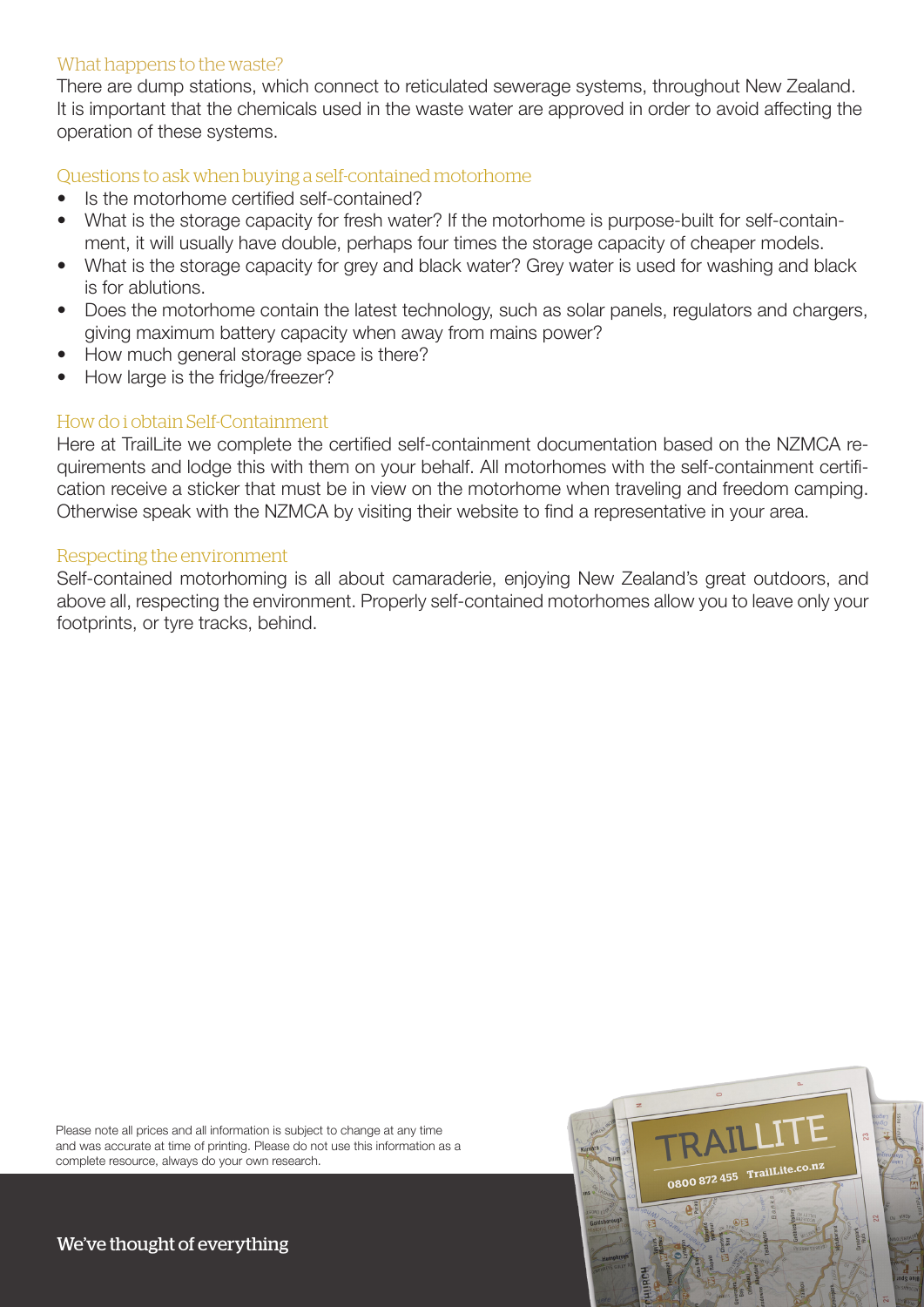## What happens to the waste?

There are dump stations, which connect to reticulated sewerage systems, throughout New Zealand. It is important that the chemicals used in the waste water are approved in order to avoid affecting the operation of these systems.

## Questions to ask when buying a self-contained motorhome

- Is the motorhome certified self-contained?
- What is the storage capacity for fresh water? If the motorhome is purpose-built for self-containment, it will usually have double, perhaps four times the storage capacity of cheaper models.
- What is the storage capacity for grey and black water? Grey water is used for washing and black is for ablutions.
- Does the motorhome contain the latest technology, such as solar panels, regulators and chargers, giving maximum battery capacity when away from mains power?
- How much general storage space is there?
- How large is the fridge/freezer?

## How do i obtain Self-Containment

Here at TrailLite we complete the certified self-containment documentation based on the NZMCA requirements and lodge this with them on your behalf. All motorhomes with the self-containment certification receive a sticker that must be in view on the motorhome when traveling and freedom camping. Otherwise speak with the NZMCA by visiting their website to find a representative in your area.

## Respecting the environment

Self-contained motorhoming is all about camaraderie, enjoying New Zealand's great outdoors, and above all, respecting the environment. Properly self-contained motorhomes allow you to leave only your footprints, or tyre tracks, behind.

Please note all prices and all information is subject to change at any time and was accurate at time of printing. Please do not use this information as a complete resource, always do your own research.

We've thought of everything

TRAILLITE

0800 872 455 TrailLite.co.nz